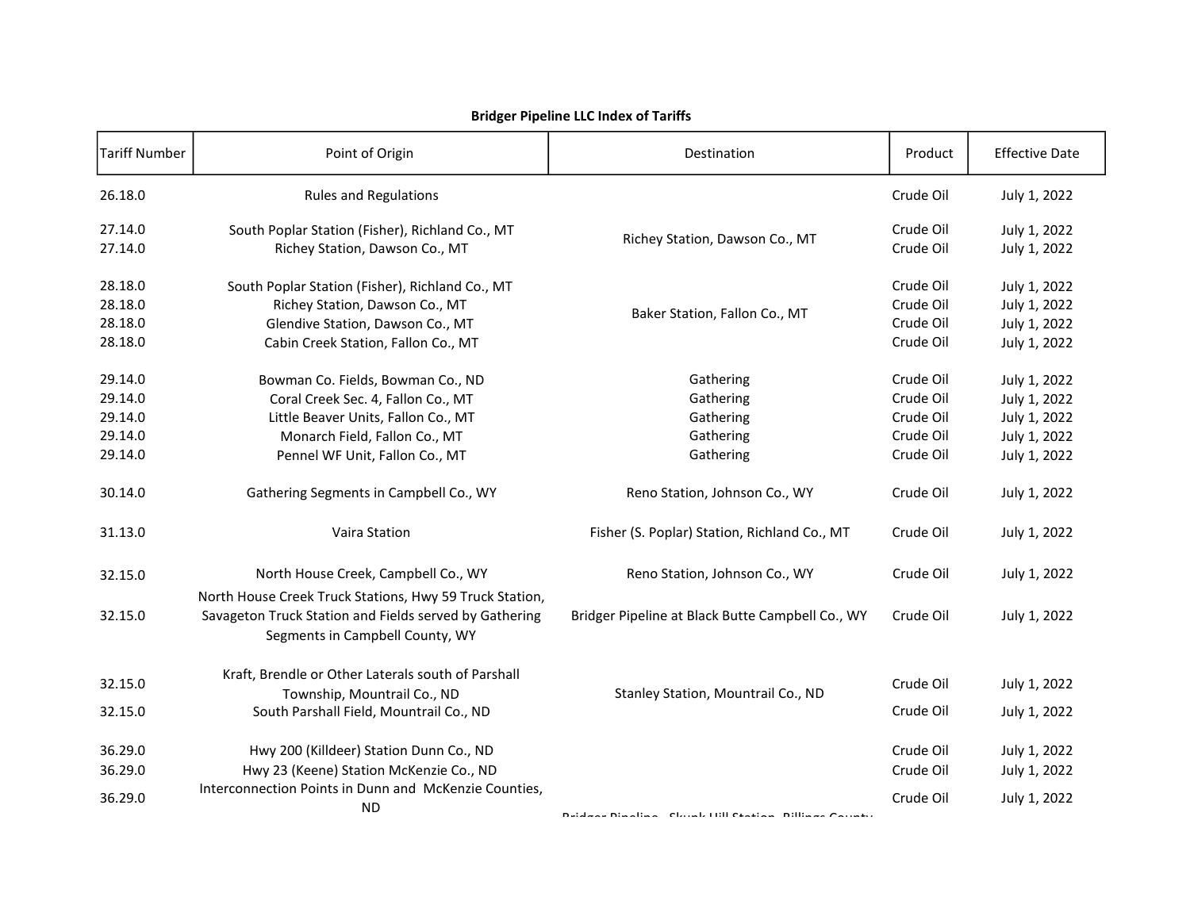**Bridger Pipeline LLC Index of Tariffs**

| Tariff Number | Point of Origin | Destination | Product | Effective Date |
|---|---|---|---|---|
| 26.18.0 | Rules and Regulations | | Crude Oil | July 1, 2022 |
| 27.14.0 | South Poplar Station (Fisher), Richland Co., MT | Richey Station, Dawson Co., MT | Crude Oil | July 1, 2022 |
| 27.14.0 | Richey Station, Dawson Co., MT | Richey Station, Dawson Co., MT | Crude Oil | July 1, 2022 |
| 28.18.0 | South Poplar Station (Fisher), Richland Co., MT | Baker Station, Fallon Co., MT | Crude Oil | July 1, 2022 |
| 28.18.0 | Richey Station, Dawson Co., MT | Baker Station, Fallon Co., MT | Crude Oil | July 1, 2022 |
| 28.18.0 | Glendive Station, Dawson Co., MT | Baker Station, Fallon Co., MT | Crude Oil | July 1, 2022 |
| 28.18.0 | Cabin Creek Station, Fallon Co., MT | Baker Station, Fallon Co., MT | Crude Oil | July 1, 2022 |
| 29.14.0 | Bowman Co. Fields, Bowman Co., ND | Gathering | Crude Oil | July 1, 2022 |
| 29.14.0 | Coral Creek Sec. 4, Fallon Co., MT | Gathering | Crude Oil | July 1, 2022 |
| 29.14.0 | Little Beaver Units, Fallon Co., MT | Gathering | Crude Oil | July 1, 2022 |
| 29.14.0 | Monarch Field, Fallon Co., MT | Gathering | Crude Oil | July 1, 2022 |
| 29.14.0 | Pennel WF Unit, Fallon Co., MT | Gathering | Crude Oil | July 1, 2022 |
| 30.14.0 | Gathering Segments in Campbell Co., WY | Reno Station, Johnson Co., WY | Crude Oil | July 1, 2022 |
| 31.13.0 | Vaira Station | Fisher (S. Poplar) Station, Richland Co., MT | Crude Oil | July 1, 2022 |
| 32.15.0 | North House Creek, Campbell Co., WY | Reno Station, Johnson Co., WY | Crude Oil | July 1, 2022 |
| 32.15.0 | North House Creek Truck Stations, Hwy 59 Truck Station, Savageton Truck Station and Fields served by Gathering Segments in Campbell County, WY | Bridger Pipeline at Black Butte Campbell Co., WY | Crude Oil | July 1, 2022 |
| 32.15.0 | Kraft, Brendle or Other Laterals south of Parshall Township, Mountrail Co., ND | Stanley Station, Mountrail Co., ND | Crude Oil | July 1, 2022 |
| 32.15.0 | South Parshall Field, Mountrail Co., ND | Stanley Station, Mountrail Co., ND | Crude Oil | July 1, 2022 |
| 36.29.0 | Hwy 200 (Killdeer) Station Dunn Co., ND | Bridger Pipeline - Skunk Hill Station, Billings County | Crude Oil | July 1, 2022 |
| 36.29.0 | Hwy 23 (Keene) Station McKenzie Co., ND | Bridger Pipeline - Skunk Hill Station, Billings County | Crude Oil | July 1, 2022 |
| 36.29.0 | Interconnection Points in Dunn and McKenzie Counties, ND | Bridger Pipeline - Skunk Hill Station, Billings County | Crude Oil | July 1, 2022 |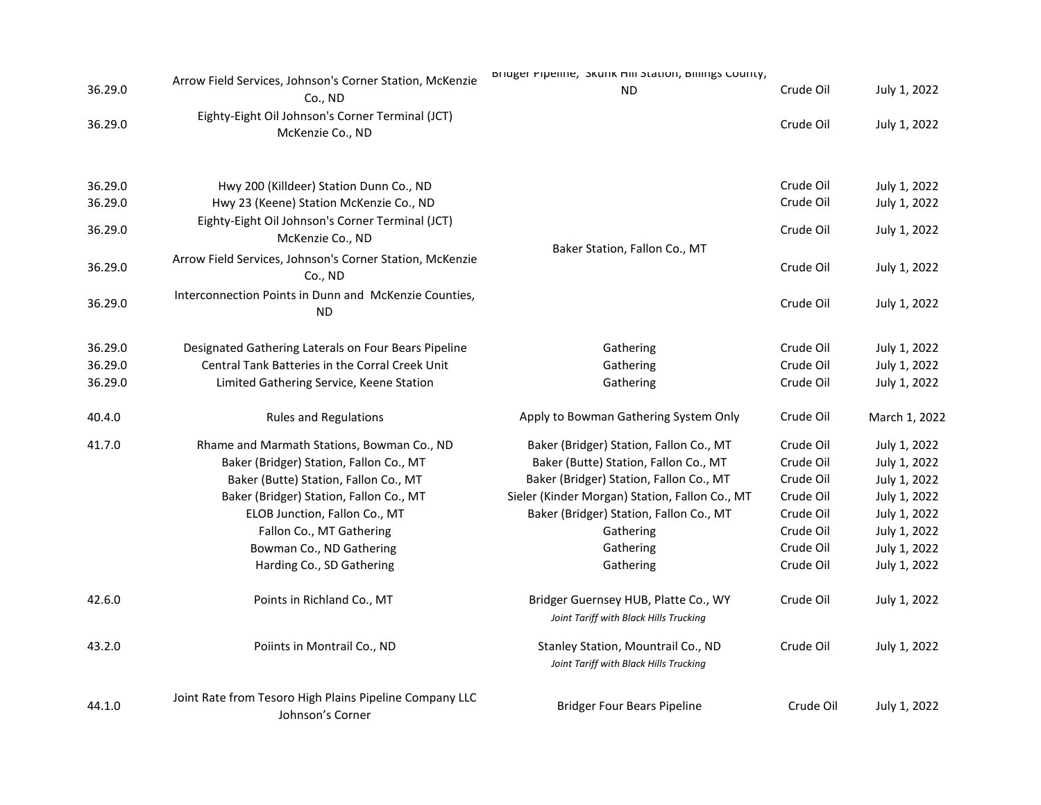| | | | | |
|---|---|---|---|---|
| 36.29.0 | Arrow Field Services, Johnson's Corner Station, McKenzie Co., ND | Bridger Pipeline, Skunk Hill Station, Billings County, ND | Crude Oil | July 1, 2022 |
| 36.29.0 | Eighty-Eight Oil Johnson's Corner Terminal (JCT) McKenzie Co., ND | | Crude Oil | July 1, 2022 |
| 36.29.0 | Hwy 200 (Killdeer) Station Dunn Co., ND | Baker Station, Fallon Co., MT | Crude Oil | July 1, 2022 |
| 36.29.0 | Hwy 23 (Keene) Station McKenzie Co., ND | | Crude Oil | July 1, 2022 |
| 36.29.0 | Eighty-Eight Oil Johnson's Corner Terminal (JCT) McKenzie Co., ND | | Crude Oil | July 1, 2022 |
| 36.29.0 | Arrow Field Services, Johnson's Corner Station, McKenzie Co., ND | | Crude Oil | July 1, 2022 |
| 36.29.0 | Interconnection Points in Dunn and McKenzie Counties, ND | | Crude Oil | July 1, 2022 |
| 36.29.0 | Designated Gathering Laterals on Four Bears Pipeline | Gathering | Crude Oil | July 1, 2022 |
| 36.29.0 | Central Tank Batteries in the Corral Creek Unit | Gathering | Crude Oil | July 1, 2022 |
| 36.29.0 | Limited Gathering Service, Keene Station | Gathering | Crude Oil | July 1, 2022 |
| 40.4.0 | Rules and Regulations | Apply to Bowman Gathering System Only | Crude Oil | March 1, 2022 |
| 41.7.0 | Rhame and Marmath Stations, Bowman Co., ND | Baker (Bridger) Station, Fallon Co., MT | Crude Oil | July 1, 2022 |
| | Baker (Bridger) Station, Fallon Co., MT | Baker (Butte) Station, Fallon Co., MT | Crude Oil | July 1, 2022 |
| | Baker (Butte) Station, Fallon Co., MT | Baker (Bridger) Station, Fallon Co., MT | Crude Oil | July 1, 2022 |
| | Baker (Bridger) Station, Fallon Co., MT | Sieler (Kinder Morgan) Station, Fallon Co., MT | Crude Oil | July 1, 2022 |
| | ELOB Junction, Fallon Co., MT | Baker (Bridger) Station, Fallon Co., MT | Crude Oil | July 1, 2022 |
| | Fallon Co., MT Gathering | Gathering | Crude Oil | July 1, 2022 |
| | Bowman Co., ND Gathering | Gathering | Crude Oil | July 1, 2022 |
| | Harding Co., SD Gathering | Gathering | Crude Oil | July 1, 2022 |
| 42.6.0 | Points in Richland Co., MT | Bridger Guernsey HUB, Platte Co., WY *Joint Tariff with Black Hills Trucking* | Crude Oil | July 1, 2022 |
| 43.2.0 | Poiints in Montrail Co., ND | Stanley Station, Mountrail Co., ND *Joint Tariff with Black Hills Trucking* | Crude Oil | July 1, 2022 |
| 44.1.0 | Joint Rate from Tesoro High Plains Pipeline Company LLC Johnson's Corner | Bridger Four Bears Pipeline | Crude Oil | July 1, 2022 |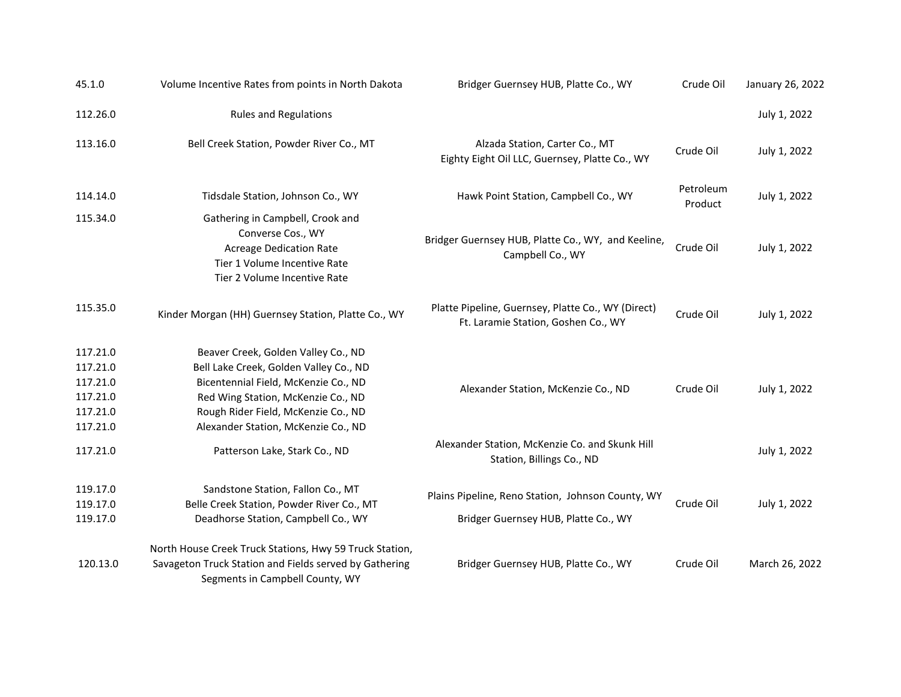| | | | | |
|---|---|---|---|---|
| 45.1.0 | Volume Incentive Rates from points in North Dakota | Bridger Guernsey HUB, Platte Co., WY | Crude Oil | January 26, 2022 |
| 112.26.0 | Rules and Regulations | | | July 1, 2022 |
| 113.16.0 | Bell Creek Station, Powder River Co., MT | Alzada Station, Carter Co., MT<br>Eighty Eight Oil LLC, Guernsey, Platte Co., WY | Crude Oil | July 1, 2022 |
| 114.14.0 | Tidsdale Station, Johnson Co., WY | Hawk Point Station, Campbell Co., WY | Petroleum Product | July 1, 2022 |
| 115.34.0 | Gathering in Campbell, Crook and Converse Cos., WY<br>Acreage Dedication Rate<br>Tier 1 Volume Incentive Rate<br>Tier 2 Volume Incentive Rate | Bridger Guernsey HUB, Platte Co., WY, and Keeline, Campbell Co., WY | Crude Oil | July 1, 2022 |
| 115.35.0 | Kinder Morgan (HH) Guernsey Station, Platte Co., WY | Platte Pipeline, Guernsey, Platte Co., WY (Direct)<br>Ft. Laramie Station, Goshen Co., WY | Crude Oil | July 1, 2022 |
| 117.21.0 | Beaver Creek, Golden Valley Co., ND | Alexander Station, McKenzie Co., ND | Crude Oil | July 1, 2022 |
| 117.21.0 | Bell Lake Creek, Golden Valley Co., ND | | | |
| 117.21.0 | Bicentennial Field, McKenzie Co., ND | | | |
| 117.21.0 | Red Wing Station, McKenzie Co., ND | | | |
| 117.21.0 | Rough Rider Field, McKenzie Co., ND | | | |
| 117.21.0 | Alexander Station, McKenzie Co., ND | | | |
| 117.21.0 | Patterson Lake, Stark Co., ND | Alexander Station, McKenzie Co. and Skunk Hill Station, Billings Co., ND | | July 1, 2022 |
| 119.17.0 | Sandstone Station, Fallon Co., MT | Plains Pipeline, Reno Station, Johnson County, WY | Crude Oil | July 1, 2022 |
| 119.17.0 | Belle Creek Station, Powder River Co., MT | | | |
| 119.17.0 | Deadhorse Station, Campbell Co., WY | Bridger Guernsey HUB, Platte Co., WY | | |
| 120.13.0 | North House Creek Truck Stations, Hwy 59 Truck Station, Savageton Truck Station and Fields served by Gathering Segments in Campbell County, WY | Bridger Guernsey HUB, Platte Co., WY | Crude Oil | March 26, 2022 |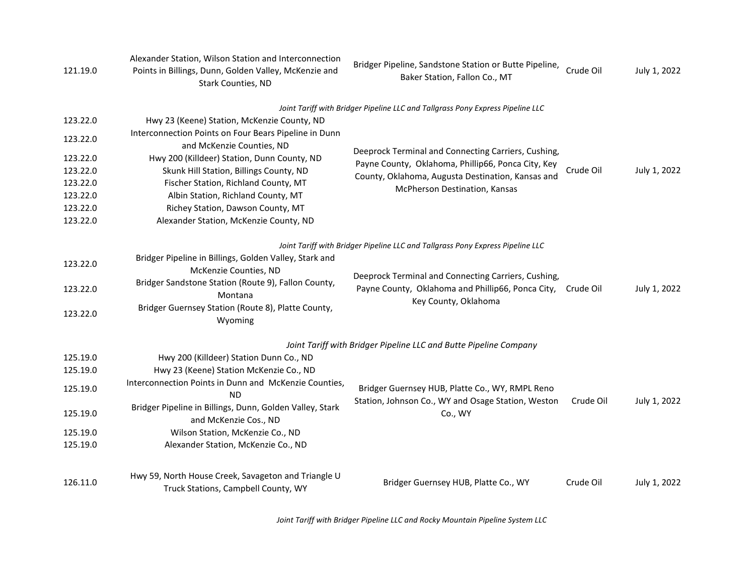| | | | | |
|---|---|---|---|---|
| 121.19.0 | Alexander Station, Wilson Station and Interconnection Points in Billings, Dunn, Golden Valley, McKenzie and Stark Counties, ND | Bridger Pipeline, Sandstone Station or Butte Pipeline, Baker Station, Fallon Co., MT | Crude Oil | July 1, 2022 |
| | | *Joint Tariff with Bridger Pipeline LLC and Tallgrass Pony Express Pipeline LLC* | | |
| 123.22.0 | Hwy 23 (Keene) Station, McKenzie County, ND | Deeprock Terminal and Connecting Carriers, Cushing, Payne County, Oklahoma, Phillip66, Ponca City, Key County, Oklahoma, Augusta Destination, Kansas and McPherson Destination, Kansas | Crude Oil | July 1, 2022 |
| 123.22.0 | Interconnection Points on Four Bears Pipeline in Dunn and McKenzie Counties, ND | | | |
| 123.22.0 | Hwy 200 (Killdeer) Station, Dunn County, ND | | | |
| 123.22.0 | Skunk Hill Station, Billings County, ND | | | |
| 123.22.0 | Fischer Station, Richland County, MT | | | |
| 123.22.0 | Albin Station, Richland County, MT | | | |
| 123.22.0 | Richey Station, Dawson County, MT | | | |
| 123.22.0 | Alexander Station, McKenzie County, ND | | | |
| | | *Joint Tariff with Bridger Pipeline LLC and Tallgrass Pony Express Pipeline LLC* | | |
| 123.22.0 | Bridger Pipeline in Billings, Golden Valley, Stark and McKenzie Counties, ND | Deeprock Terminal and Connecting Carriers, Cushing, Payne County, Oklahoma and Phillip66, Ponca City, Key County, Oklahoma | Crude Oil | July 1, 2022 |
| 123.22.0 | Bridger Sandstone Station (Route 9), Fallon County, Montana | | | |
| 123.22.0 | Bridger Guernsey Station (Route 8), Platte County, Wyoming | | | |
| | | *Joint Tariff with Bridger Pipeline LLC and Butte Pipeline Company* | | |
| 125.19.0 | Hwy 200 (Killdeer) Station Dunn Co., ND | Bridger Guernsey HUB, Platte Co., WY, RMPL Reno Station, Johnson Co., WY and Osage Station, Weston Co., WY | Crude Oil | July 1, 2022 |
| 125.19.0 | Hwy 23 (Keene) Station McKenzie Co., ND | | | |
| 125.19.0 | Interconnection Points in Dunn and McKenzie Counties, ND | | | |
| 125.19.0 | Bridger Pipeline in Billings, Dunn, Golden Valley, Stark and McKenzie Cos., ND | | | |
| 125.19.0 | Wilson Station, McKenzie Co., ND | | | |
| 125.19.0 | Alexander Station, McKenzie Co., ND | | | |
| 126.11.0 | Hwy 59, North House Creek, Savageton and Triangle U Truck Stations, Campbell County, WY | Bridger Guernsey HUB, Platte Co., WY | Crude Oil | July 1, 2022 |
| | | *Joint Tariff with Bridger Pipeline LLC and Rocky Mountain Pipeline System LLC* | | |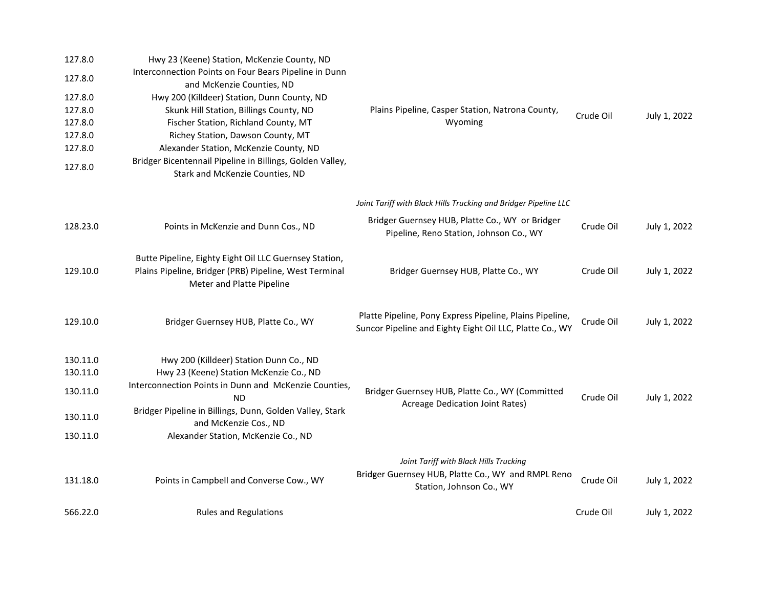| | | | | |
|---|---|---|---|---|
| 127.8.0 | Hwy 23 (Keene) Station, McKenzie County, ND | Plains Pipeline, Casper Station, Natrona County, Wyoming | Crude Oil | July 1, 2022 |
| 127.8.0 | Interconnection Points on Four Bears Pipeline in Dunn and McKenzie Counties, ND | | | |
| 127.8.0 | Hwy 200 (Killdeer) Station, Dunn County, ND | | | |
| 127.8.0 | Skunk Hill Station, Billings County, ND | | | |
| 127.8.0 | Fischer Station, Richland County, MT | | | |
| 127.8.0 | Richey Station, Dawson County, MT | | | |
| 127.8.0 | Alexander Station, McKenzie County, ND | | | |
| 127.8.0 | Bridger Bicentennail Pipeline in Billings, Golden Valley, Stark and McKenzie Counties, ND | | | |
| | | *Joint Tariff with Black Hills Trucking and Bridger Pipeline LLC* | | |
| 128.23.0 | Points in McKenzie and Dunn Cos., ND | Bridger Guernsey HUB, Platte Co., WY or Bridger Pipeline, Reno Station, Johnson Co., WY | Crude Oil | July 1, 2022 |
| 129.10.0 | Butte Pipeline, Eighty Eight Oil LLC Guernsey Station, Plains Pipeline, Bridger (PRB) Pipeline, West Terminal Meter and Platte Pipeline | Bridger Guernsey HUB, Platte Co., WY | Crude Oil | July 1, 2022 |
| 129.10.0 | Bridger Guernsey HUB, Platte Co., WY | Platte Pipeline, Pony Express Pipeline, Plains Pipeline, Suncor Pipeline and Eighty Eight Oil LLC, Platte Co., WY | Crude Oil | July 1, 2022 |
| 130.11.0 | Hwy 200 (Killdeer) Station Dunn Co., ND | Bridger Guernsey HUB, Platte Co., WY (Committed Acreage Dedication Joint Rates) | Crude Oil | July 1, 2022 |
| 130.11.0 | Hwy 23 (Keene) Station McKenzie Co., ND | | | |
| 130.11.0 | Interconnection Points in Dunn and McKenzie Counties, ND | | | |
| 130.11.0 | Bridger Pipeline in Billings, Dunn, Golden Valley, Stark and McKenzie Cos., ND | | | |
| 130.11.0 | Alexander Station, McKenzie Co., ND | | | |
| | | *Joint Tariff with Black Hills Trucking* | | |
| 131.18.0 | Points in Campbell and Converse Cow., WY | Bridger Guernsey HUB, Platte Co., WY and RMPL Reno Station, Johnson Co., WY | Crude Oil | July 1, 2022 |
| 566.22.0 | Rules and Regulations | | Crude Oil | July 1, 2022 |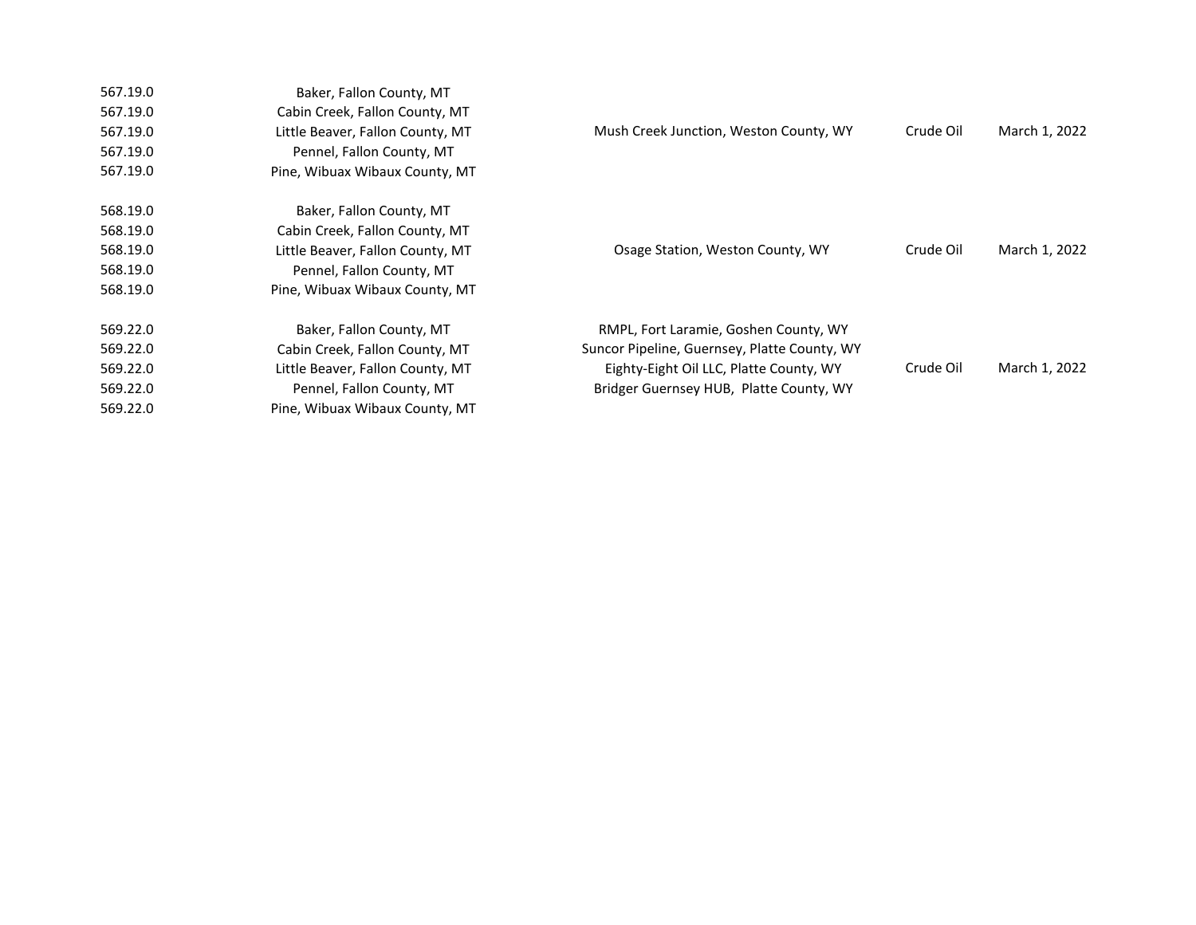| | | | | |
|---|---|---|---|---|
| 567.19.0 | Baker, Fallon County, MT | | | |
| 567.19.0 | Cabin Creek, Fallon County, MT | | | |
| 567.19.0 | Little Beaver, Fallon County, MT | Mush Creek Junction, Weston County, WY | Crude Oil | March 1, 2022 |
| 567.19.0 | Pennel, Fallon County, MT | | | |
| 567.19.0 | Pine, Wibuax Wibaux County, MT | | | |
| | | | | |
| 568.19.0 | Baker, Fallon County, MT | | | |
| 568.19.0 | Cabin Creek, Fallon County, MT | | | |
| 568.19.0 | Little Beaver, Fallon County, MT | Osage Station, Weston County, WY | Crude Oil | March 1, 2022 |
| 568.19.0 | Pennel, Fallon County, MT | | | |
| 568.19.0 | Pine, Wibuax Wibaux County, MT | | | |
| | | | | |
| 569.22.0 | Baker, Fallon County, MT | RMPL, Fort Laramie, Goshen County, WY | | |
| 569.22.0 | Cabin Creek, Fallon County, MT | Suncor Pipeline, Guernsey, Platte County, WY | | |
| 569.22.0 | Little Beaver, Fallon County, MT | Eighty-Eight Oil LLC, Platte County, WY | Crude Oil | March 1, 2022 |
| 569.22.0 | Pennel, Fallon County, MT | Bridger Guernsey HUB, Platte County, WY | | |
| 569.22.0 | Pine, Wibuax Wibaux County, MT | | | |